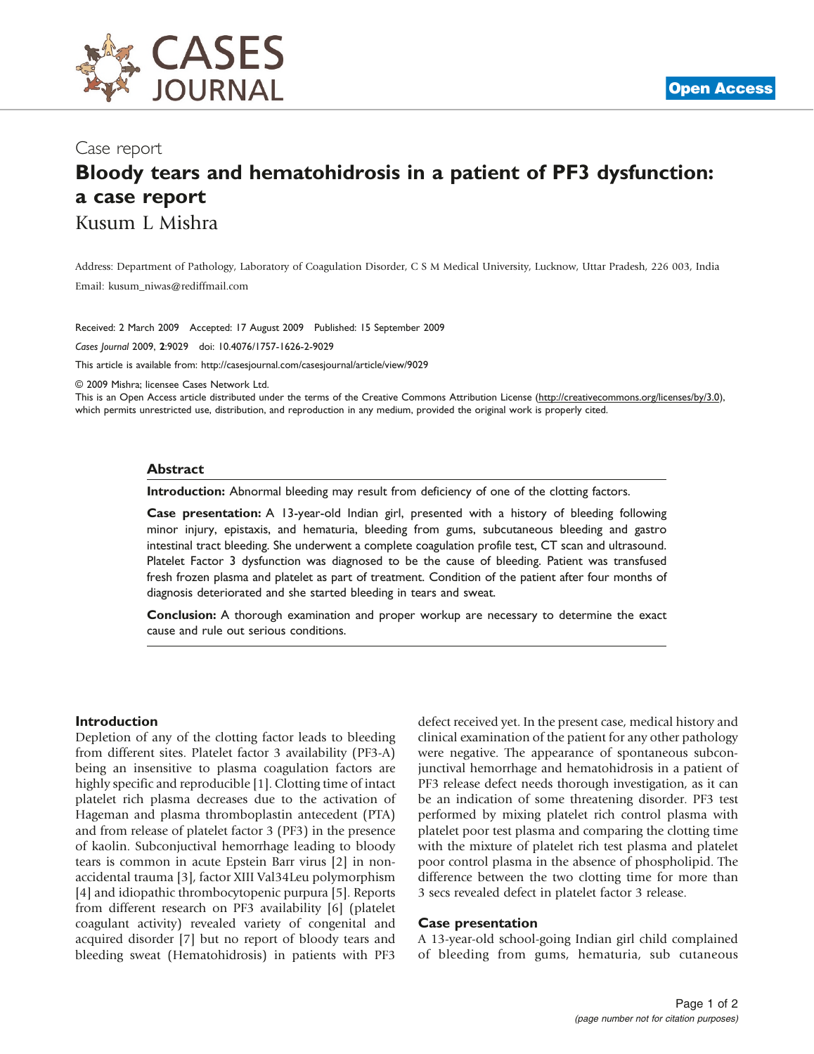Case report

# Bloody tears and hematohidrosis in a patient of PF3 dysfunction: a case report

Kusum L Mishra

Address: Department of Pathology, Laboratory of Coagulation Disorder, C S M Medical University, Lucknow, Uttar Pradesh, 226 003, India

Email: kusum_niwas@rediffmail.com

Received: 2 March 2009 Accepted: 17 August 2009 Published: 15 September 2009

*Cases Journal* 2009, **2**:9029 doi: 10.4076/1757-1626-2-9029

This article is available from: http://casesjournal.com/casesjournal/article/view/9029

© 2009 Mishra; licensee Cases Network Ltd.

This is an Open Access article distributed under the terms of the Creative Commons Attribution License (http://creativecommons.org/licenses/by/3.0), which permits unrestricted use, distribution, and reproduction in any medium, provided the original work is properly cited.

## Abstract

**Introduction:** Abnormal bleeding may result from deficiency of one of the clotting factors.

**Case presentation:** A 13-year-old Indian girl, presented with a history of bleeding following minor injury, epistaxis, and hematuria, bleeding from gums, subcutaneous bleeding and gastro intestinal tract bleeding. She underwent a complete coagulation profile test, CT scan and ultrasound. Platelet Factor 3 dysfunction was diagnosed to be the cause of bleeding. Patient was transfused fresh frozen plasma and platelet as part of treatment. Condition of the patient after four months of diagnosis deteriorated and she started bleeding in tears and sweat.

**Conclusion:** A thorough examination and proper workup are necessary to determine the exact cause and rule out serious conditions.

## Introduction

Depletion of any of the clotting factor leads to bleeding from different sites. Platelet factor 3 availability (PF3-A) being an insensitive to plasma coagulation factors are highly specific and reproducible [1]. Clotting time of intact platelet rich plasma decreases due to the activation of Hageman and plasma thromboplastin antecedent (PTA) and from release of platelet factor 3 (PF3) in the presence of kaolin. Subconjuctival hemorrhage leading to bloody tears is common in acute Epstein Barr virus [2] in non-accidental trauma [3], factor XIII Val34Leu polymorphism [4] and idiopathic thrombocytopenic purpura [5]. Reports from different research on PF3 availability [6] (platelet coagulant activity) revealed variety of congenital and acquired disorder [7] but no report of bloody tears and bleeding sweat (Hematohidrosis) in patients with PF3 defect received yet. In the present case, medical history and clinical examination of the patient for any other pathology were negative. The appearance of spontaneous subconjunctival hemorrhage and hematohidrosis in a patient of PF3 release defect needs thorough investigation, as it can be an indication of some threatening disorder. PF3 test performed by mixing platelet rich control plasma with platelet poor test plasma and comparing the clotting time with the mixture of platelet rich test plasma and platelet poor control plasma in the absence of phospholipid. The difference between the two clotting time for more than 3 secs revealed defect in platelet factor 3 release.

## Case presentation

A 13-year-old school-going Indian girl child complained of bleeding from gums, hematuria, sub cutaneous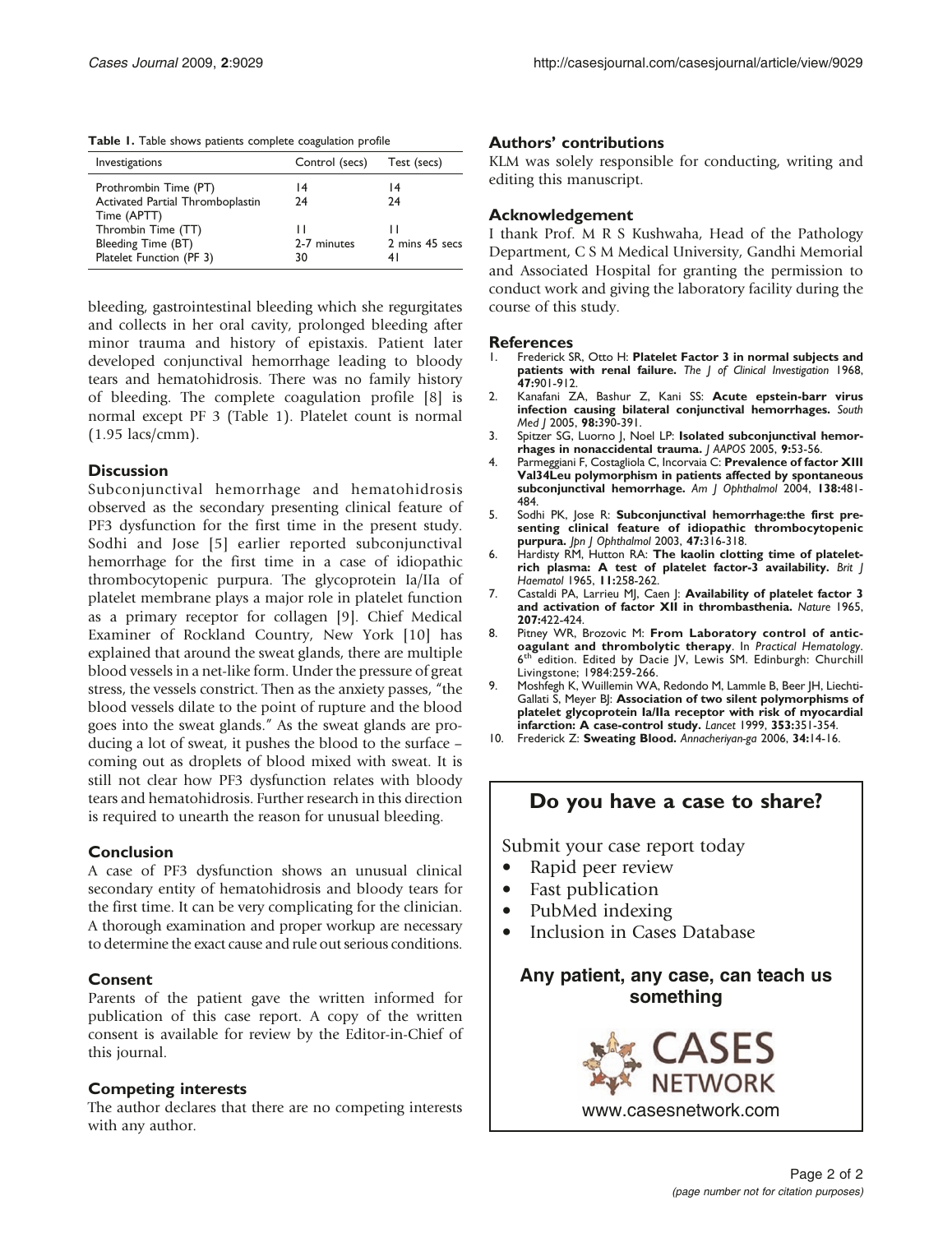**Table 1.** Table shows patients complete coagulation profile

| Investigations | Control (secs) | Test (secs) |
|---|---|---|
| Prothrombin Time (PT) | 14 | 14 |
| Activated Partial Thromboplastin Time (APTT) | 24 | 24 |
| Thrombin Time (TT) | 11 | 11 |
| Bleeding Time (BT) | 2-7 minutes | 2 mins 45 secs |
| Platelet Function (PF 3) | 30 | 41 |

bleeding, gastrointestinal bleeding which she regurgitates and collects in her oral cavity, prolonged bleeding after minor trauma and history of epistaxis. Patient later developed conjunctival hemorrhage leading to bloody tears and hematohidrosis. There was no family history of bleeding. The complete coagulation profile [8] is normal except PF 3 (Table 1). Platelet count is normal (1.95 lacs/cmm).

## Discussion

Subconjunctival hemorrhage and hematohidrosis observed as the secondary presenting clinical feature of PF3 dysfunction for the first time in the present study. Sodhi and Jose [5] earlier reported subconjunctival hemorrhage for the first time in a case of idiopathic thrombocytopenic purpura. The glycoprotein Ia/IIa of platelet membrane plays a major role in platelet function as a primary receptor for collagen [9]. Chief Medical Examiner of Rockland Country, New York [10] has explained that around the sweat glands, there are multiple blood vessels in a net-like form. Under the pressure of great stress, the vessels constrict. Then as the anxiety passes, "the blood vessels dilate to the point of rupture and the blood goes into the sweat glands." As the sweat glands are producing a lot of sweat, it pushes the blood to the surface – coming out as droplets of blood mixed with sweat. It is still not clear how PF3 dysfunction relates with bloody tears and hematohidrosis. Further research in this direction is required to unearth the reason for unusual bleeding.

## Conclusion

A case of PF3 dysfunction shows an unusual clinical secondary entity of hematohidrosis and bloody tears for the first time. It can be very complicating for the clinician. A thorough examination and proper workup are necessary to determine the exact cause and rule out serious conditions.

## Consent

Parents of the patient gave the written informed for publication of this case report. A copy of the written consent is available for review by the Editor-in-Chief of this journal.

## Competing interests

The author declares that there are no competing interests with any author.

## Authors' contributions

KLM was solely responsible for conducting, writing and editing this manuscript.

## Acknowledgement

I thank Prof. M R S Kushwaha, Head of the Pathology Department, C S M Medical University, Gandhi Memorial and Associated Hospital for granting the permission to conduct work and giving the laboratory facility during the course of this study.

## References

1. Frederick SR, Otto H: **Platelet Factor 3 in normal subjects and patients with renal failure.** *The J of Clinical Investigation* 1968, **47:**901-912.
2. Kanafani ZA, Bashur Z, Kani SS: **Acute epstein-barr virus infection causing bilateral conjunctival hemorrhages.** *South Med J* 2005, **98:**390-391.
3. Spitzer SG, Luorno J, Noel LP: **Isolated subconjunctival hemorrhages in nonaccidental trauma.** *J AAPOS* 2005, **9:**53-56.
4. Parmeggiani F, Costagliola C, Incorvaia C: **Prevalence of factor XIII Val34Leu polymorphism in patients affected by spontaneous subconjunctival hemorrhage.** *Am J Ophthalmol* 2004, **138:**481-484.
5. Sodhi PK, Jose R: **Subconjunctival hemorrhage:the first presenting clinical feature of idiopathic thrombocytopenic purpura.** *Jpn J Ophthalmol* 2003, **47:**316-318.
6. Hardisty RM, Hutton RA: **The kaolin clotting time of platelet-rich plasma: A test of platelet factor-3 availability.** *Brit J Haematol* 1965, **11:**258-262.
7. Castaldi PA, Larrieu MJ, Caen J: **Availability of platelet factor 3 and activation of factor XII in thrombasthenia.** *Nature* 1965, **207:**422-424.
8. Pitney WR, Brozovic M: **From Laboratory control of anticoagulant and thrombolytic therapy**. In *Practical Hematology*. 6th edition. Edited by Dacie JV, Lewis SM. Edinburgh: Churchill Livingstone; 1984:259-266.
9. Moshfegh K, Wuillemin WA, Redondo M, Lammle B, Beer JH, Liechti-Gallati S, Meyer BJ: **Association of two silent polymorphisms of platelet glycoprotein Ia/IIa receptor with risk of myocardial infarction: A case-control study.** *Lancet* 1999, **353:**351-354.
10. Frederick Z: **Sweating Blood.** *Annacheriyan-ga* 2006, **34:**14-16.

**Do you have a case to share?**

Submit your case report today

- Rapid peer review
- Fast publication
- PubMed indexing
- Inclusion in Cases Database

**Any patient, any case, can teach us something**

CASES NETWORK

www.casesnetwork.com